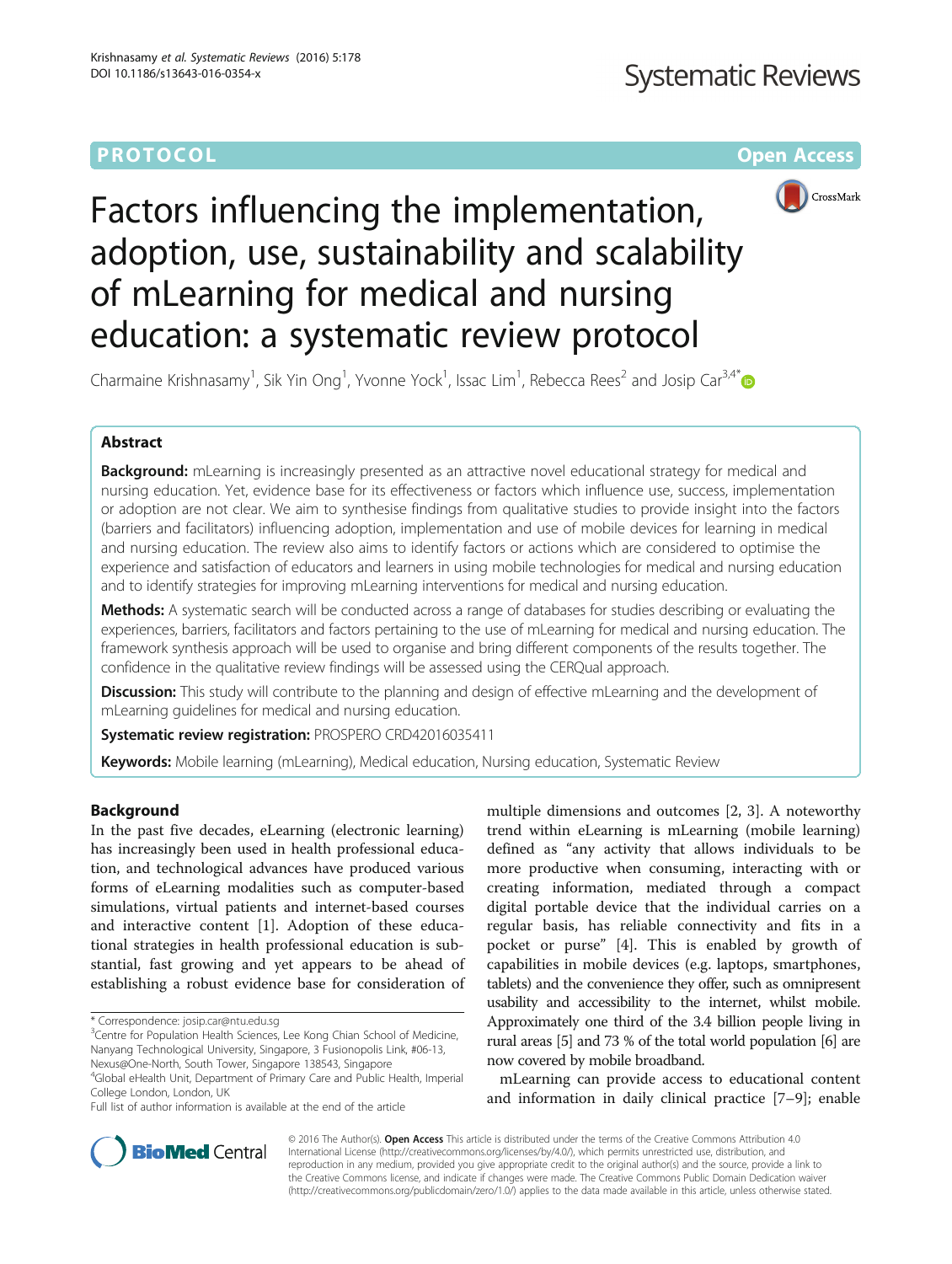PROTOCOL

Open Access

# Factors influencing the implementation, adoption, use, sustainability and scalability of mLearning for medical and nursing education: a systematic review protocol

Charmaine Krishnasamy[1], Sik Yin Ong[1], Yvonne Yock[1], Issac Lim[1], Rebecca Rees[2] and Josip Car[3,4*]

## Abstract

**Background:** mLearning is increasingly presented as an attractive novel educational strategy for medical and nursing education. Yet, evidence base for its effectiveness or factors which influence use, success, implementation or adoption are not clear. We aim to synthesise findings from qualitative studies to provide insight into the factors (barriers and facilitators) influencing adoption, implementation and use of mobile devices for learning in medical and nursing education. The review also aims to identify factors or actions which are considered to optimise the experience and satisfaction of educators and learners in using mobile technologies for medical and nursing education and to identify strategies for improving mLearning interventions for medical and nursing education.

**Methods:** A systematic search will be conducted across a range of databases for studies describing or evaluating the experiences, barriers, facilitators and factors pertaining to the use of mLearning for medical and nursing education. The framework synthesis approach will be used to organise and bring different components of the results together. The confidence in the qualitative review findings will be assessed using the CERQual approach.

**Discussion:** This study will contribute to the planning and design of effective mLearning and the development of mLearning guidelines for medical and nursing education.

**Systematic review registration:** PROSPERO CRD42016035411

**Keywords:** Mobile learning (mLearning), Medical education, Nursing education, Systematic Review

## Background

In the past five decades, eLearning (electronic learning) has increasingly been used in health professional education, and technological advances have produced various forms of eLearning modalities such as computer-based simulations, virtual patients and internet-based courses and interactive content [1]. Adoption of these educational strategies in health professional education is substantial, fast growing and yet appears to be ahead of establishing a robust evidence base for consideration of multiple dimensions and outcomes [2, 3]. A noteworthy trend within eLearning is mLearning (mobile learning) defined as "any activity that allows individuals to be more productive when consuming, interacting with or creating information, mediated through a compact digital portable device that the individual carries on a regular basis, has reliable connectivity and fits in a pocket or purse" [4]. This is enabled by growth of capabilities in mobile devices (e.g. laptops, smartphones, tablets) and the convenience they offer, such as omnipresent usability and accessibility to the internet, whilst mobile. Approximately one third of the 3.4 billion people living in rural areas [5] and 73 % of the total world population [6] are now covered by mobile broadband.

mLearning can provide access to educational content and information in daily clinical practice [7–9]; enable

\* Correspondence: josip.car@ntu.edu.sg

[3]Centre for Population Health Sciences, Lee Kong Chian School of Medicine, Nanyang Technological University, Singapore, 3 Fusionopolis Link, #06-13, Nexus@One-North, South Tower, Singapore 138543, Singapore

[4]Global eHealth Unit, Department of Primary Care and Public Health, Imperial College London, London, UK

Full list of author information is available at the end of the article

© 2016 The Author(s). **Open Access** This article is distributed under the terms of the Creative Commons Attribution 4.0 International License (http://creativecommons.org/licenses/by/4.0/), which permits unrestricted use, distribution, and reproduction in any medium, provided you give appropriate credit to the original author(s) and the source, provide a link to the Creative Commons license, and indicate if changes were made. The Creative Commons Public Domain Dedication waiver (http://creativecommons.org/publicdomain/zero/1.0/) applies to the data made available in this article, unless otherwise stated.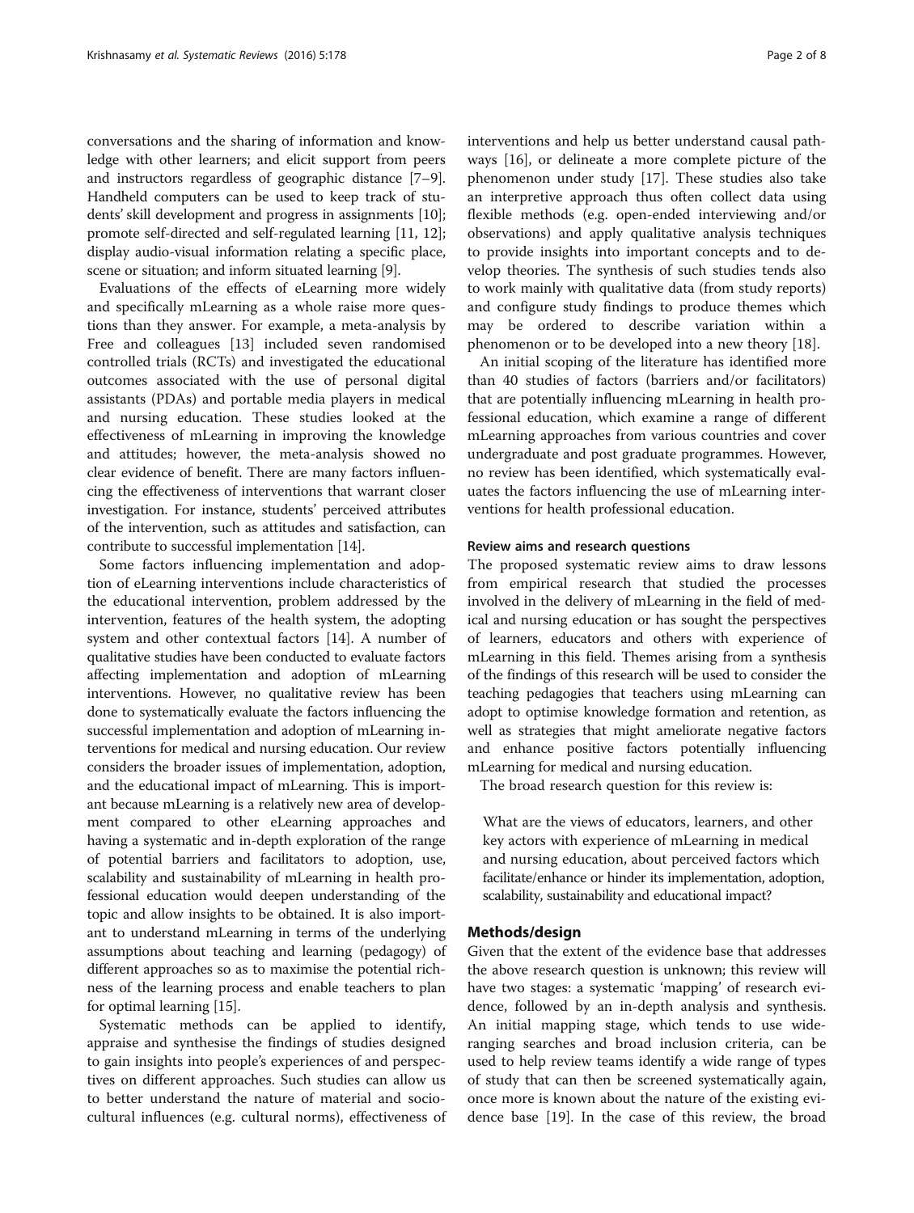conversations and the sharing of information and knowledge with other learners; and elicit support from peers and instructors regardless of geographic distance [7–9]. Handheld computers can be used to keep track of students' skill development and progress in assignments [10]; promote self-directed and self-regulated learning [11, 12]; display audio-visual information relating a specific place, scene or situation; and inform situated learning [9].

Evaluations of the effects of eLearning more widely and specifically mLearning as a whole raise more questions than they answer. For example, a meta-analysis by Free and colleagues [13] included seven randomised controlled trials (RCTs) and investigated the educational outcomes associated with the use of personal digital assistants (PDAs) and portable media players in medical and nursing education. These studies looked at the effectiveness of mLearning in improving the knowledge and attitudes; however, the meta-analysis showed no clear evidence of benefit. There are many factors influencing the effectiveness of interventions that warrant closer investigation. For instance, students' perceived attributes of the intervention, such as attitudes and satisfaction, can contribute to successful implementation [14].

Some factors influencing implementation and adoption of eLearning interventions include characteristics of the educational intervention, problem addressed by the intervention, features of the health system, the adopting system and other contextual factors [14]. A number of qualitative studies have been conducted to evaluate factors affecting implementation and adoption of mLearning interventions. However, no qualitative review has been done to systematically evaluate the factors influencing the successful implementation and adoption of mLearning interventions for medical and nursing education. Our review considers the broader issues of implementation, adoption, and the educational impact of mLearning. This is important because mLearning is a relatively new area of development compared to other eLearning approaches and having a systematic and in-depth exploration of the range of potential barriers and facilitators to adoption, use, scalability and sustainability of mLearning in health professional education would deepen understanding of the topic and allow insights to be obtained. It is also important to understand mLearning in terms of the underlying assumptions about teaching and learning (pedagogy) of different approaches so as to maximise the potential richness of the learning process and enable teachers to plan for optimal learning [15].

Systematic methods can be applied to identify, appraise and synthesise the findings of studies designed to gain insights into people's experiences of and perspectives on different approaches. Such studies can allow us to better understand the nature of material and sociocultural influences (e.g. cultural norms), effectiveness of interventions and help us better understand causal pathways [16], or delineate a more complete picture of the phenomenon under study [17]. These studies also take an interpretive approach thus often collect data using flexible methods (e.g. open-ended interviewing and/or observations) and apply qualitative analysis techniques to provide insights into important concepts and to develop theories. The synthesis of such studies tends also to work mainly with qualitative data (from study reports) and configure study findings to produce themes which may be ordered to describe variation within a phenomenon or to be developed into a new theory [18].

An initial scoping of the literature has identified more than 40 studies of factors (barriers and/or facilitators) that are potentially influencing mLearning in health professional education, which examine a range of different mLearning approaches from various countries and cover undergraduate and post graduate programmes. However, no review has been identified, which systematically evaluates the factors influencing the use of mLearning interventions for health professional education.

### Review aims and research questions

The proposed systematic review aims to draw lessons from empirical research that studied the processes involved in the delivery of mLearning in the field of medical and nursing education or has sought the perspectives of learners, educators and others with experience of mLearning in this field. Themes arising from a synthesis of the findings of this research will be used to consider the teaching pedagogies that teachers using mLearning can adopt to optimise knowledge formation and retention, as well as strategies that might ameliorate negative factors and enhance positive factors potentially influencing mLearning for medical and nursing education.

The broad research question for this review is:

> What are the views of educators, learners, and other key actors with experience of mLearning in medical and nursing education, about perceived factors which facilitate/enhance or hinder its implementation, adoption, scalability, sustainability and educational impact?

## Methods/design

Given that the extent of the evidence base that addresses the above research question is unknown; this review will have two stages: a systematic 'mapping' of research evidence, followed by an in-depth analysis and synthesis. An initial mapping stage, which tends to use wide-ranging searches and broad inclusion criteria, can be used to help review teams identify a wide range of types of study that can then be screened systematically again, once more is known about the nature of the existing evidence base [19]. In the case of this review, the broad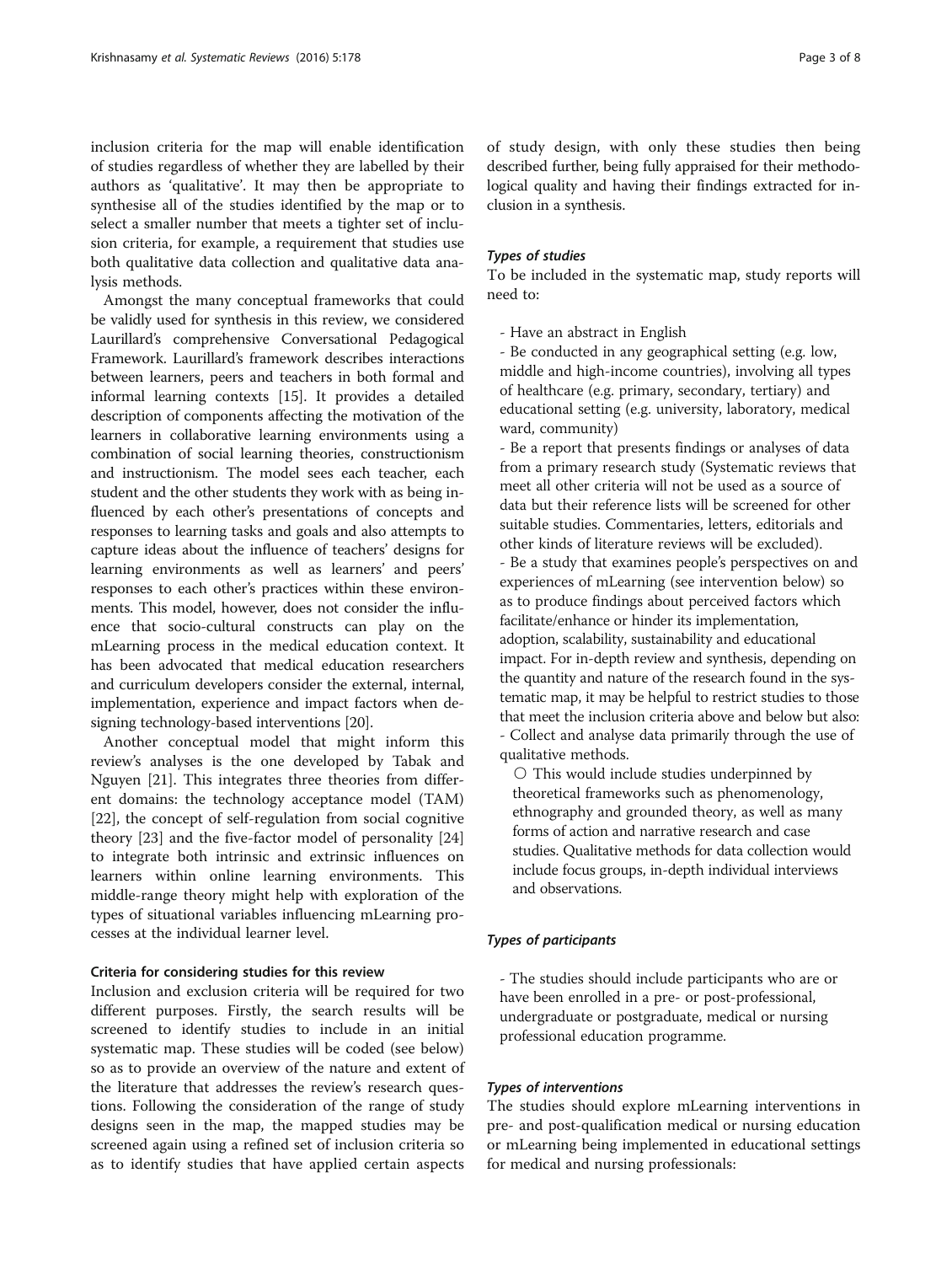inclusion criteria for the map will enable identification of studies regardless of whether they are labelled by their authors as 'qualitative'. It may then be appropriate to synthesise all of the studies identified by the map or to select a smaller number that meets a tighter set of inclusion criteria, for example, a requirement that studies use both qualitative data collection and qualitative data analysis methods.

Amongst the many conceptual frameworks that could be validly used for synthesis in this review, we considered Laurillard's comprehensive Conversational Pedagogical Framework. Laurillard's framework describes interactions between learners, peers and teachers in both formal and informal learning contexts [15]. It provides a detailed description of components affecting the motivation of the learners in collaborative learning environments using a combination of social learning theories, constructionism and instructionism. The model sees each teacher, each student and the other students they work with as being influenced by each other's presentations of concepts and responses to learning tasks and goals and also attempts to capture ideas about the influence of teachers' designs for learning environments as well as learners' and peers' responses to each other's practices within these environments. This model, however, does not consider the influence that socio-cultural constructs can play on the mLearning process in the medical education context. It has been advocated that medical education researchers and curriculum developers consider the external, internal, implementation, experience and impact factors when designing technology-based interventions [20].

Another conceptual model that might inform this review's analyses is the one developed by Tabak and Nguyen [21]. This integrates three theories from different domains: the technology acceptance model (TAM) [22], the concept of self-regulation from social cognitive theory [23] and the five-factor model of personality [24] to integrate both intrinsic and extrinsic influences on learners within online learning environments. This middle-range theory might help with exploration of the types of situational variables influencing mLearning processes at the individual learner level.

### Criteria for considering studies for this review

Inclusion and exclusion criteria will be required for two different purposes. Firstly, the search results will be screened to identify studies to include in an initial systematic map. These studies will be coded (see below) so as to provide an overview of the nature and extent of the literature that addresses the review's research questions. Following the consideration of the range of study designs seen in the map, the mapped studies may be screened again using a refined set of inclusion criteria so as to identify studies that have applied certain aspects of study design, with only these studies then being described further, being fully appraised for their methodological quality and having their findings extracted for inclusion in a synthesis.

#### *Types of studies*

To be included in the systematic map, study reports will need to:

- Have an abstract in English
- Be conducted in any geographical setting (e.g. low, middle and high-income countries), involving all types of healthcare (e.g. primary, secondary, tertiary) and educational setting (e.g. university, laboratory, medical ward, community)
- Be a report that presents findings or analyses of data from a primary research study (Systematic reviews that meet all other criteria will not be used as a source of data but their reference lists will be screened for other suitable studies. Commentaries, letters, editorials and other kinds of literature reviews will be excluded).
- Be a study that examines people's perspectives on and experiences of mLearning (see intervention below) so as to produce findings about perceived factors which facilitate/enhance or hinder its implementation, adoption, scalability, sustainability and educational impact. For in-depth review and synthesis, depending on the quantity and nature of the research found in the systematic map, it may be helpful to restrict studies to those that meet the inclusion criteria above and below but also:
- Collect and analyse data primarily through the use of qualitative methods.
  - ○ This would include studies underpinned by theoretical frameworks such as phenomenology, ethnography and grounded theory, as well as many forms of action and narrative research and case studies. Qualitative methods for data collection would include focus groups, in-depth individual interviews and observations.

#### *Types of participants*

- The studies should include participants who are or have been enrolled in a pre- or post-professional, undergraduate or postgraduate, medical or nursing professional education programme.

#### *Types of interventions*

The studies should explore mLearning interventions in pre- and post-qualification medical or nursing education or mLearning being implemented in educational settings for medical and nursing professionals: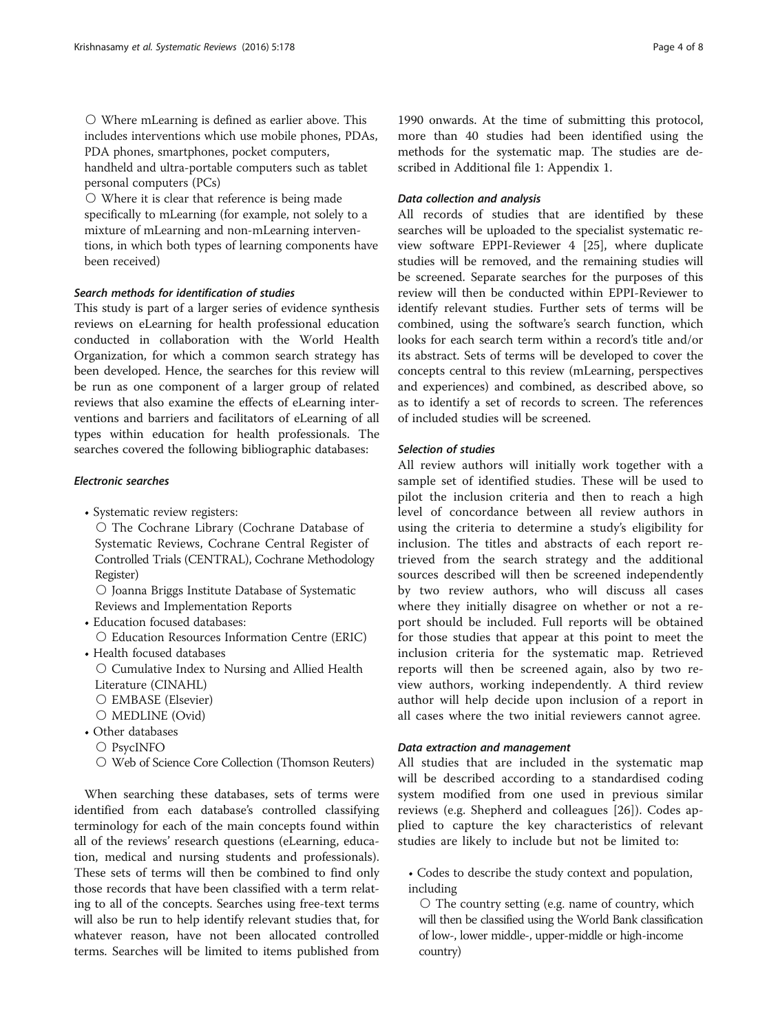- Where mLearning is defined as earlier above. This includes interventions which use mobile phones, PDAs, PDA phones, smartphones, pocket computers, handheld and ultra-portable computers such as tablet personal computers (PCs)
- Where it is clear that reference is being made specifically to mLearning (for example, not solely to a mixture of mLearning and non-mLearning interventions, in which both types of learning components have been received)

#### *Search methods for identification of studies*

This study is part of a larger series of evidence synthesis reviews on eLearning for health professional education conducted in collaboration with the World Health Organization, for which a common search strategy has been developed. Hence, the searches for this review will be run as one component of a larger group of related reviews that also examine the effects of eLearning interventions and barriers and facilitators of eLearning of all types within education for health professionals. The searches covered the following bibliographic databases:

#### *Electronic searches*

- Systematic review registers:
  - The Cochrane Library (Cochrane Database of Systematic Reviews, Cochrane Central Register of Controlled Trials (CENTRAL), Cochrane Methodology Register)
  - Joanna Briggs Institute Database of Systematic Reviews and Implementation Reports
- Education focused databases:
  - Education Resources Information Centre (ERIC)
- Health focused databases
  - Cumulative Index to Nursing and Allied Health Literature (CINAHL)
  - EMBASE (Elsevier)
  - MEDLINE (Ovid)
- Other databases
  - PsycINFO
  - Web of Science Core Collection (Thomson Reuters)

When searching these databases, sets of terms were identified from each database's controlled classifying terminology for each of the main concepts found within all of the reviews' research questions (eLearning, education, medical and nursing students and professionals). These sets of terms will then be combined to find only those records that have been classified with a term relating to all of the concepts. Searches using free-text terms will also be run to help identify relevant studies that, for whatever reason, have not been allocated controlled terms. Searches will be limited to items published from 1990 onwards. At the time of submitting this protocol, more than 40 studies had been identified using the methods for the systematic map. The studies are described in Additional file 1: Appendix 1.

#### *Data collection and analysis*

All records of studies that are identified by these searches will be uploaded to the specialist systematic review software EPPI-Reviewer 4 [25], where duplicate studies will be removed, and the remaining studies will be screened. Separate searches for the purposes of this review will then be conducted within EPPI-Reviewer to identify relevant studies. Further sets of terms will be combined, using the software's search function, which looks for each search term within a record's title and/or its abstract. Sets of terms will be developed to cover the concepts central to this review (mLearning, perspectives and experiences) and combined, as described above, so as to identify a set of records to screen. The references of included studies will be screened.

#### *Selection of studies*

All review authors will initially work together with a sample set of identified studies. These will be used to pilot the inclusion criteria and then to reach a high level of concordance between all review authors in using the criteria to determine a study's eligibility for inclusion. The titles and abstracts of each report retrieved from the search strategy and the additional sources described will then be screened independently by two review authors, who will discuss all cases where they initially disagree on whether or not a report should be included. Full reports will be obtained for those studies that appear at this point to meet the inclusion criteria for the systematic map. Retrieved reports will then be screened again, also by two review authors, working independently. A third review author will help decide upon inclusion of a report in all cases where the two initial reviewers cannot agree.

#### *Data extraction and management*

All studies that are included in the systematic map will be described according to a standardised coding system modified from one used in previous similar reviews (e.g. Shepherd and colleagues [26]). Codes applied to capture the key characteristics of relevant studies are likely to include but not be limited to:

- Codes to describe the study context and population, including
  - The country setting (e.g. name of country, which will then be classified using the World Bank classification of low-, lower middle-, upper-middle or high-income country)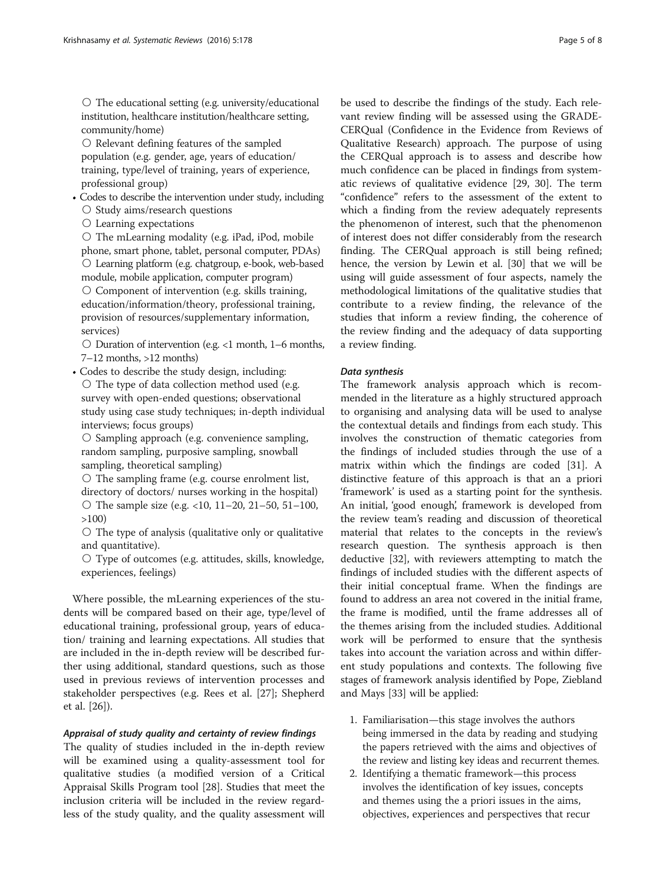- The educational setting (e.g. university/educational institution, healthcare institution/healthcare setting, community/home)
  - Relevant defining features of the sampled population (e.g. gender, age, years of education/ training, type/level of training, years of experience, professional group)
- Codes to describe the intervention under study, including
  - Study aims/research questions
  - Learning expectations
  - The mLearning modality (e.g. iPad, iPod, mobile phone, smart phone, tablet, personal computer, PDAs)
  - Learning platform (e.g. chatgroup, e-book, web-based module, mobile application, computer program)
  - Component of intervention (e.g. skills training, education/information/theory, professional training, provision of resources/supplementary information, services)
  - Duration of intervention (e.g. <1 month, 1–6 months, 7–12 months, >12 months)
- Codes to describe the study design, including:
  - The type of data collection method used (e.g. survey with open-ended questions; observational study using case study techniques; in-depth individual interviews; focus groups)
  - Sampling approach (e.g. convenience sampling, random sampling, purposive sampling, snowball sampling, theoretical sampling)
  - The sampling frame (e.g. course enrolment list, directory of doctors/ nurses working in the hospital)
  - The sample size (e.g. <10, 11–20, 21–50, 51–100, >100)
  - The type of analysis (qualitative only or qualitative and quantitative).
  - Type of outcomes (e.g. attitudes, skills, knowledge, experiences, feelings)

Where possible, the mLearning experiences of the students will be compared based on their age, type/level of educational training, professional group, years of education/ training and learning expectations. All studies that are included in the in-depth review will be described further using additional, standard questions, such as those used in previous reviews of intervention processes and stakeholder perspectives (e.g. Rees et al. [27]; Shepherd et al. [26]).

#### Appraisal of study quality and certainty of review findings

The quality of studies included in the in-depth review will be examined using a quality-assessment tool for qualitative studies (a modified version of a Critical Appraisal Skills Program tool [28]. Studies that meet the inclusion criteria will be included in the review regardless of the study quality, and the quality assessment will be used to describe the findings of the study. Each relevant review finding will be assessed using the GRADE-CERQual (Confidence in the Evidence from Reviews of Qualitative Research) approach. The purpose of using the CERQual approach is to assess and describe how much confidence can be placed in findings from systematic reviews of qualitative evidence [29, 30]. The term "confidence" refers to the assessment of the extent to which a finding from the review adequately represents the phenomenon of interest, such that the phenomenon of interest does not differ considerably from the research finding. The CERQual approach is still being refined; hence, the version by Lewin et al. [30] that we will be using will guide assessment of four aspects, namely the methodological limitations of the qualitative studies that contribute to a review finding, the relevance of the studies that inform a review finding, the coherence of the review finding and the adequacy of data supporting a review finding.

#### Data synthesis

The framework analysis approach which is recommended in the literature as a highly structured approach to organising and analysing data will be used to analyse the contextual details and findings from each study. This involves the construction of thematic categories from the findings of included studies through the use of a matrix within which the findings are coded [31]. A distinctive feature of this approach is that an a priori 'framework' is used as a starting point for the synthesis. An initial, 'good enough', framework is developed from the review team's reading and discussion of theoretical material that relates to the concepts in the review's research question. The synthesis approach is then deductive [32], with reviewers attempting to match the findings of included studies with the different aspects of their initial conceptual frame. When the findings are found to address an area not covered in the initial frame, the frame is modified, until the frame addresses all of the themes arising from the included studies. Additional work will be performed to ensure that the synthesis takes into account the variation across and within different study populations and contexts. The following five stages of framework analysis identified by Pope, Ziebland and Mays [33] will be applied:

1. Familiarisation—this stage involves the authors being immersed in the data by reading and studying the papers retrieved with the aims and objectives of the review and listing key ideas and recurrent themes.
2. Identifying a thematic framework—this process involves the identification of key issues, concepts and themes using the a priori issues in the aims, objectives, experiences and perspectives that recur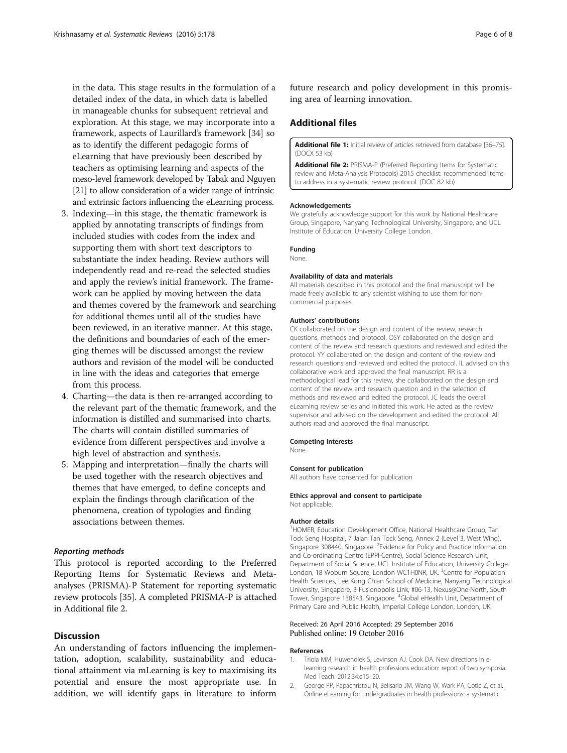in the data. This stage results in the formulation of a detailed index of the data, in which data is labelled in manageable chunks for subsequent retrieval and exploration. At this stage, we may incorporate into a framework, aspects of Laurillard's framework [34] so as to identify the different pedagogic forms of eLearning that have previously been described by teachers as optimising learning and aspects of the meso-level framework developed by Tabak and Nguyen [21] to allow consideration of a wider range of intrinsic and extrinsic factors influencing the eLearning process.

3. Indexing—in this stage, the thematic framework is applied by annotating transcripts of findings from included studies with codes from the index and supporting them with short text descriptors to substantiate the index heading. Review authors will independently read and re-read the selected studies and apply the review's initial framework. The framework can be applied by moving between the data and themes covered by the framework and searching for additional themes until all of the studies have been reviewed, in an iterative manner. At this stage, the definitions and boundaries of each of the emerging themes will be discussed amongst the review authors and revision of the model will be conducted in line with the ideas and categories that emerge from this process.
4. Charting—the data is then re-arranged according to the relevant part of the thematic framework, and the information is distilled and summarised into charts. The charts will contain distilled summaries of evidence from different perspectives and involve a high level of abstraction and synthesis.
5. Mapping and interpretation—finally the charts will be used together with the research objectives and themes that have emerged, to define concepts and explain the findings through clarification of the phenomena, creation of typologies and finding associations between themes.

### *Reporting methods*

This protocol is reported according to the Preferred Reporting Items for Systematic Reviews and Meta-analyses (PRISMA)-P Statement for reporting systematic review protocols [35]. A completed PRISMA-P is attached in Additional file 2.

## Discussion

An understanding of factors influencing the implementation, adoption, scalability, sustainability and educational attainment via mLearning is key to maximising its potential and ensure the most appropriate use. In addition, we will identify gaps in literature to inform future research and policy development in this promising area of learning innovation.

## Additional files

**Additional file 1:** Initial review of articles retrieved from database [36–75]. (DOCX 53 kb)

**Additional file 2:** PRISMA-P (Preferred Reporting Items for Systematic review and Meta-Analysis Protocols) 2015 checklist: recommended items to address in a systematic review protocol. (DOC 82 kb)

#### Acknowledgements

We gratefully acknowledge support for this work by National Healthcare Group, Singapore, Nanyang Technological University, Singapore, and UCL Institute of Education, University College London.

#### Funding

None.

#### Availability of data and materials

All materials described in this protocol and the final manuscript will be made freely available to any scientist wishing to use them for non-commercial purposes.

#### Authors' contributions

CK collaborated on the design and content of the review, research questions, methods and protocol. OSY collaborated on the design and content of the review and research questions and reviewed and edited the protocol. YY collaborated on the design and content of the review and research questions and reviewed and edited the protocol. IL advised on this collaborative work and approved the final manuscript. RR is a methodological lead for this review, she collaborated on the design and content of the review and research question and in the selection of methods and reviewed and edited the protocol. JC leads the overall eLearning review series and initiated this work. He acted as the review supervisor and advised on the development and edited the protocol. All authors read and approved the final manuscript.

#### Competing interests

None.

#### Consent for publication

All authors have consented for publication

#### Ethics approval and consent to participate

Not applicable.

#### Author details

[1]HOMER, Education Development Office, National Healthcare Group, Tan Tock Seng Hospital, 7 Jalan Tan Tock Seng, Annex 2 (Level 3, West Wing), Singapore 308440, Singapore. [2]Evidence for Policy and Practice Information and Co-ordinating Centre (EPPI-Centre), Social Science Research Unit, Department of Social Science, UCL Institute of Education, University College London, 18 Woburn Square, London WC1H0NR, UK. [3]Centre for Population Health Sciences, Lee Kong Chian School of Medicine, Nanyang Technological University, Singapore, 3 Fusionopolis Link, #06-13, Nexus@One-North, South Tower, Singapore 138543, Singapore. [4]Global eHealth Unit, Department of Primary Care and Public Health, Imperial College London, London, UK.

Received: 26 April 2016 Accepted: 29 September 2016
Published online: 19 October 2016

#### References

1. Triola MM, Huwendiek S, Levinson AJ, Cook DA. New directions in e-learning research in health professions education: report of two symposia. Med Teach. 2012;34:e15–20.
2. George PP, Papachristou N, Belisario JM, Wang W, Wark PA, Cotic Z, et al. Online eLearning for undergraduates in health professions: a systematic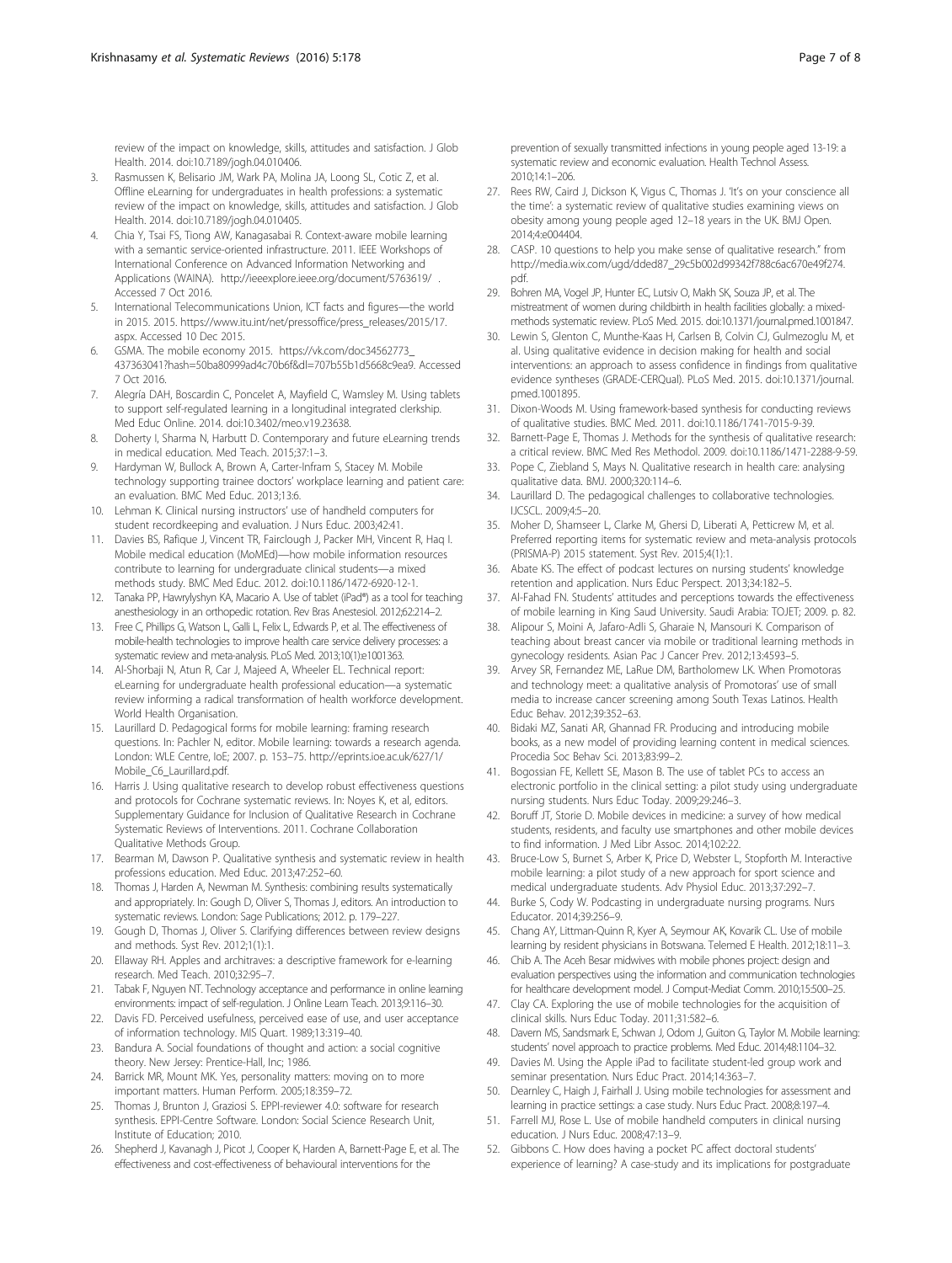review of the impact on knowledge, skills, attitudes and satisfaction. J Glob Health. 2014. doi:10.7189/jogh.04.010406.

3. Rasmussen K, Belisario JM, Wark PA, Molina JA, Loong SL, Cotic Z, et al. Offline eLearning for undergraduates in health professions: a systematic review of the impact on knowledge, skills, attitudes and satisfaction. J Glob Health. 2014. doi:10.7189/jogh.04.010405.
4. Chia Y, Tsai FS, Tiong AW, Kanagasabai R. Context-aware mobile learning with a semantic service-oriented infrastructure. 2011. IEEE Workshops of International Conference on Advanced Information Networking and Applications (WAINA). http://ieeexplore.ieee.org/document/5763619/ . Accessed 7 Oct 2016.
5. International Telecommunications Union, ICT facts and figures—the world in 2015. 2015. https://www.itu.int/net/pressoffice/press_releases/2015/17.aspx. Accessed 10 Dec 2015.
6. GSMA. The mobile economy 2015. https://vk.com/doc34562773_437363041?hash=50ba80999ad4c70b6f&dl=707b55b1d5668c9ea9. Accessed 7 Oct 2016.
7. Alegría DAH, Boscardin C, Poncelet A, Mayfield C, Wamsley M. Using tablets to support self-regulated learning in a longitudinal integrated clerkship. Med Educ Online. 2014. doi:10.3402/meo.v19.23638.
8. Doherty I, Sharma N, Harbutt D. Contemporary and future eLearning trends in medical education. Med Teach. 2015;37:1–3.
9. Hardyman W, Bullock A, Brown A, Carter-Infram S, Stacey M. Mobile technology supporting trainee doctors' workplace learning and patient care: an evaluation. BMC Med Educ. 2013;13:6.
10. Lehman K. Clinical nursing instructors' use of handheld computers for student recordkeeping and evaluation. J Nurs Educ. 2003;42:41.
11. Davies BS, Rafique J, Vincent TR, Fairclough J, Packer MH, Vincent R, Haq I. Mobile medical education (MoMEd)—how mobile information resources contribute to learning for undergraduate clinical students—a mixed methods study. BMC Med Educ. 2012. doi:10.1186/1472-6920-12-1.
12. Tanaka PP, Hawrylyshyn KA, Macario A. Use of tablet (iPad®) as a tool for teaching anesthesiology in an orthopedic rotation. Rev Bras Anestesiol. 2012;62:214–2.
13. Free C, Phillips G, Watson L, Galli L, Felix L, Edwards P, et al. The effectiveness of mobile-health technologies to improve health care service delivery processes: a systematic review and meta-analysis. PLoS Med. 2013;10(1):e1001363.
14. Al-Shorbaji N, Atun R, Car J, Majeed A, Wheeler EL. Technical report: eLearning for undergraduate health professional education—a systematic review informing a radical transformation of health workforce development. World Health Organisation.
15. Laurillard D. Pedagogical forms for mobile learning: framing research questions. In: Pachler N, editor. Mobile learning: towards a research agenda. London: WLE Centre, IoE; 2007. p. 153–75. http://eprints.ioe.ac.uk/627/1/Mobile_C6_Laurillard.pdf.
16. Harris J. Using qualitative research to develop robust effectiveness questions and protocols for Cochrane systematic reviews. In: Noyes K, et al, editors. Supplementary Guidance for Inclusion of Qualitative Research in Cochrane Systematic Reviews of Interventions. 2011. Cochrane Collaboration Qualitative Methods Group.
17. Bearman M, Dawson P. Qualitative synthesis and systematic review in health professions education. Med Educ. 2013;47:252–60.
18. Thomas J, Harden A, Newman M. Synthesis: combining results systematically and appropriately. In: Gough D, Oliver S, Thomas J, editors. An introduction to systematic reviews. London: Sage Publications; 2012. p. 179–227.
19. Gough D, Thomas J, Oliver S. Clarifying differences between review designs and methods. Syst Rev. 2012;1(1):1.
20. Ellaway RH. Apples and architraves: a descriptive framework for e-learning research. Med Teach. 2010;32:95–7.
21. Tabak F, Nguyen NT. Technology acceptance and performance in online learning environments: impact of self-regulation. J Online Learn Teach. 2013;9:116–30.
22. Davis FD. Perceived usefulness, perceived ease of use, and user acceptance of information technology. MIS Quart. 1989;13:319–40.
23. Bandura A. Social foundations of thought and action: a social cognitive theory. New Jersey: Prentice-Hall, Inc; 1986.
24. Barrick MR, Mount MK. Yes, personality matters: moving on to more important matters. Human Perform. 2005;18:359–72.
25. Thomas J, Brunton J, Graziosi S. EPPI-reviewer 4.0: software for research synthesis. EPPI-Centre Software. London: Social Science Research Unit, Institute of Education; 2010.
26. Shepherd J, Kavanagh J, Picot J, Cooper K, Harden A, Barnett-Page E, et al. The effectiveness and cost-effectiveness of behavioural interventions for the prevention of sexually transmitted infections in young people aged 13-19: a systematic review and economic evaluation. Health Technol Assess. 2010;14:1–206.
27. Rees RW, Caird J, Dickson K, Vigus C, Thomas J. 'It's on your conscience all the time': a systematic review of qualitative studies examining views on obesity among young people aged 12–18 years in the UK. BMJ Open. 2014;4:e004404.
28. CASP. 10 questions to help you make sense of qualitative research." from http://media.wix.com/ugd/dded87_29c5b002d99342f788c6ac670e49f274.pdf.
29. Bohren MA, Vogel JP, Hunter EC, Lutsiv O, Makh SK, Souza JP, et al. The mistreatment of women during childbirth in health facilities globally: a mixed-methods systematic review. PLoS Med. 2015. doi:10.1371/journal.pmed.1001847.
30. Lewin S, Glenton C, Munthe-Kaas H, Carlsen B, Colvin CJ, Gulmezoglu M, et al. Using qualitative evidence in decision making for health and social interventions: an approach to assess confidence in findings from qualitative evidence syntheses (GRADE-CERQual). PLoS Med. 2015. doi:10.1371/journal.pmed.1001895.
31. Dixon-Woods M. Using framework-based synthesis for conducting reviews of qualitative studies. BMC Med. 2011. doi:10.1186/1741-7015-9-39.
32. Barnett-Page E, Thomas J. Methods for the synthesis of qualitative research: a critical review. BMC Med Res Methodol. 2009. doi:10.1186/1471-2288-9-59.
33. Pope C, Ziebland S, Mays N. Qualitative research in health care: analysing qualitative data. BMJ. 2000;320:114–6.
34. Laurillard D. The pedagogical challenges to collaborative technologies. IJCSCL. 2009;4:5–20.
35. Moher D, Shamseer L, Clarke M, Ghersi D, Liberati A, Petticrew M, et al. Preferred reporting items for systematic review and meta-analysis protocols (PRISMA-P) 2015 statement. Syst Rev. 2015;4(1):1.
36. Abate KS. The effect of podcast lectures on nursing students' knowledge retention and application. Nurs Educ Perspect. 2013;34:182–5.
37. Al-Fahad FN. Students' attitudes and perceptions towards the effectiveness of mobile learning in King Saud University. Saudi Arabia: TOJET; 2009. p. 82.
38. Alipour S, Moini A, Jafaro-Adli S, Gharaie N, Mansouri K. Comparison of teaching about breast cancer via mobile or traditional learning methods in gynecology residents. Asian Pac J Cancer Prev. 2012;13:4593–5.
39. Arvey SR, Fernandez ME, LaRue DM, Bartholomew LK. When Promotoras and technology meet: a qualitative analysis of Promotoras' use of small media to increase cancer screening among South Texas Latinos. Health Educ Behav. 2012;39:352–63.
40. Bidaki MZ, Sanati AR, Ghannad FR. Producing and introducing mobile books, as a new model of providing learning content in medical sciences. Procedia Soc Behav Sci. 2013;83:99–2.
41. Bogossian FE, Kellett SE, Mason B. The use of tablet PCs to access an electronic portfolio in the clinical setting: a pilot study using undergraduate nursing students. Nurs Educ Today. 2009;29:246–3.
42. Boruff JT, Storie D. Mobile devices in medicine: a survey of how medical students, residents, and faculty use smartphones and other mobile devices to find information. J Med Libr Assoc. 2014;102:22.
43. Bruce-Low S, Burnet S, Arber K, Price D, Webster L, Stopforth M. Interactive mobile learning: a pilot study of a new approach for sport science and medical undergraduate students. Adv Physiol Educ. 2013;37:292–7.
44. Burke S, Cody W. Podcasting in undergraduate nursing programs. Nurs Educator. 2014;39:256–9.
45. Chang AY, Littman-Quinn R, Kyer A, Seymour AK, Kovarik CL. Use of mobile learning by resident physicians in Botswana. Telemed E Health. 2012;18:11–3.
46. Chib A. The Aceh Besar midwives with mobile phones project: design and evaluation perspectives using the information and communication technologies for healthcare development model. J Comput-Mediat Comm. 2010;15:500–25.
47. Clay CA. Exploring the use of mobile technologies for the acquisition of clinical skills. Nurs Educ Today. 2011;31:582–6.
48. Davern MS, Sandsmark E, Schwan J, Odom J, Guiton G, Taylor M. Mobile learning: students' novel approach to practice problems. Med Educ. 2014;48:1104–32.
49. Davies M. Using the Apple iPad to facilitate student-led group work and seminar presentation. Nurs Educ Pract. 2014;14:363–7.
50. Dearnley C, Haigh J, Fairhall J. Using mobile technologies for assessment and learning in practice settings: a case study. Nurs Educ Pract. 2008;8:197–4.
51. Farrell MJ, Rose L. Use of mobile handheld computers in clinical nursing education. J Nurs Educ. 2008;47:13–9.
52. Gibbons C. How does having a pocket PC affect doctoral students' experience of learning? A case-study and its implications for postgraduate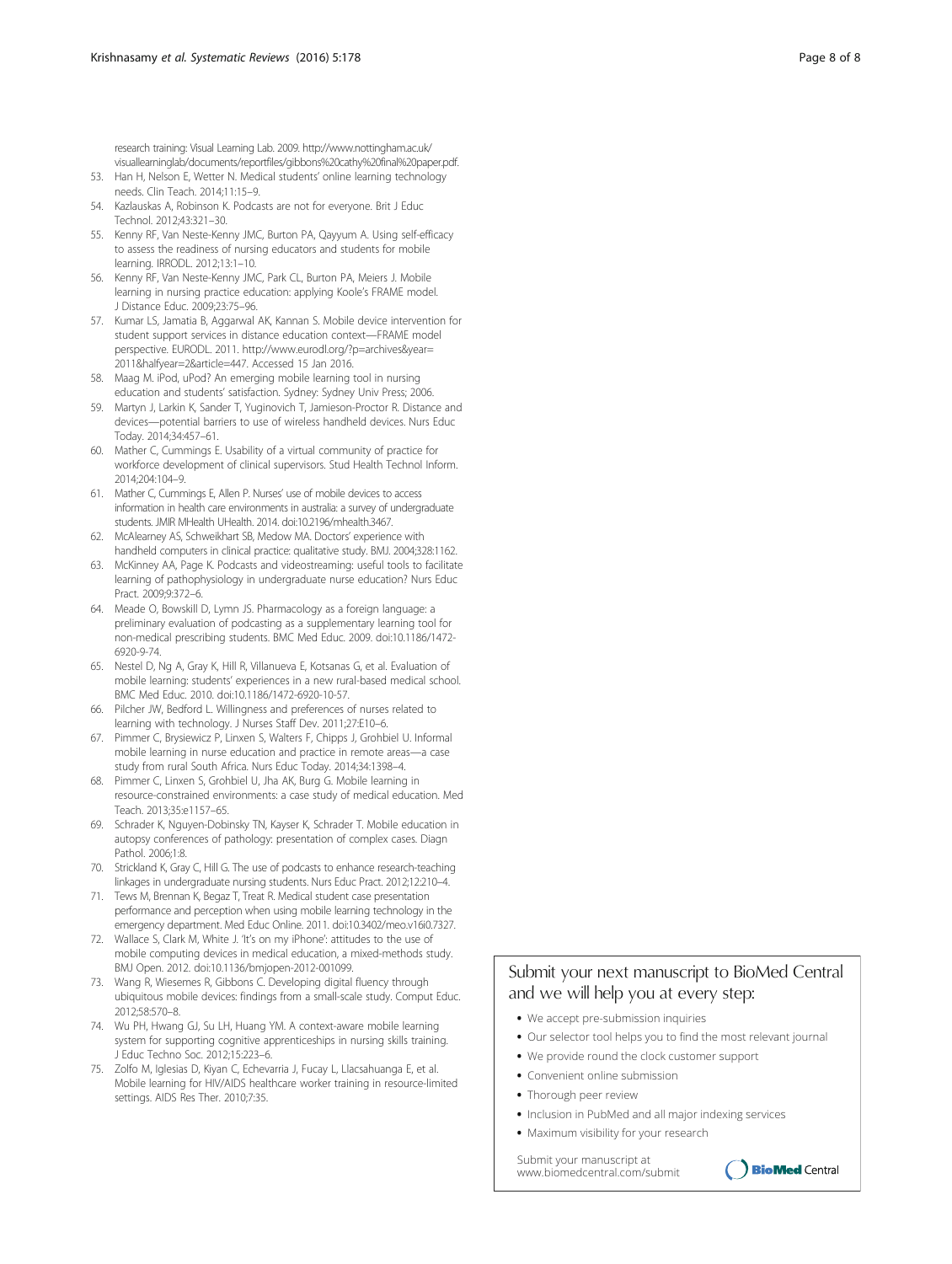research training: Visual Learning Lab. 2009. http://www.nottingham.ac.uk/visuallearninglab/documents/reportfiles/gibbons%20cathy%20final%20paper.pdf.

53. Han H, Nelson E, Wetter N. Medical students' online learning technology needs. Clin Teach. 2014;11:15–9.
54. Kazlauskas A, Robinson K. Podcasts are not for everyone. Brit J Educ Technol. 2012;43:321–30.
55. Kenny RF, Van Neste-Kenny JMC, Burton PA, Qayyum A. Using self-efficacy to assess the readiness of nursing educators and students for mobile learning. IRRODL. 2012;13:1–10.
56. Kenny RF, Van Neste-Kenny JMC, Park CL, Burton PA, Meiers J. Mobile learning in nursing practice education: applying Koole's FRAME model. J Distance Educ. 2009;23:75–96.
57. Kumar LS, Jamatia B, Aggarwal AK, Kannan S. Mobile device intervention for student support services in distance education context—FRAME model perspective. EURODL. 2011. http://www.eurodl.org/?p=archives&year=2011&halfyear=2&article=447. Accessed 15 Jan 2016.
58. Maag M. iPod, uPod? An emerging mobile learning tool in nursing education and students' satisfaction. Sydney: Sydney Univ Press; 2006.
59. Martyn J, Larkin K, Sander T, Yuginovich T, Jamieson-Proctor R. Distance and devices—potential barriers to use of wireless handheld devices. Nurs Educ Today. 2014;34:457–61.
60. Mather C, Cummings E. Usability of a virtual community of practice for workforce development of clinical supervisors. Stud Health Technol Inform. 2014;204:104–9.
61. Mather C, Cummings E, Allen P. Nurses' use of mobile devices to access information in health care environments in australia: a survey of undergraduate students. JMIR MHealth UHealth. 2014. doi:10.2196/mhealth.3467.
62. McAlearney AS, Schweikhart SB, Medow MA. Doctors' experience with handheld computers in clinical practice: qualitative study. BMJ. 2004;328:1162.
63. McKinney AA, Page K. Podcasts and videostreaming: useful tools to facilitate learning of pathophysiology in undergraduate nurse education? Nurs Educ Pract. 2009;9:372–6.
64. Meade O, Bowskill D, Lymn JS. Pharmacology as a foreign language: a preliminary evaluation of podcasting as a supplementary learning tool for non-medical prescribing students. BMC Med Educ. 2009. doi:10.1186/1472-6920-9-74.
65. Nestel D, Ng A, Gray K, Hill R, Villanueva E, Kotsanas G, et al. Evaluation of mobile learning: students' experiences in a new rural-based medical school. BMC Med Educ. 2010. doi:10.1186/1472-6920-10-57.
66. Pilcher JW, Bedford L. Willingness and preferences of nurses related to learning with technology. J Nurses Staff Dev. 2011;27:E10–6.
67. Pimmer C, Brysiewicz P, Linxen S, Walters F, Chipps J, Grohbiel U. Informal mobile learning in nurse education and practice in remote areas—a case study from rural South Africa. Nurs Educ Today. 2014;34:1398–4.
68. Pimmer C, Linxen S, Grohbiel U, Jha AK, Burg G. Mobile learning in resource-constrained environments: a case study of medical education. Med Teach. 2013;35:e1157–65.
69. Schrader K, Nguyen-Dobinsky TN, Kayser K, Schrader T. Mobile education in autopsy conferences of pathology: presentation of complex cases. Diagn Pathol. 2006;1:8.
70. Strickland K, Gray C, Hill G. The use of podcasts to enhance research-teaching linkages in undergraduate nursing students. Nurs Educ Pract. 2012;12:210–4.
71. Tews M, Brennan K, Begaz T, Treat R. Medical student case presentation performance and perception when using mobile learning technology in the emergency department. Med Educ Online. 2011. doi:10.3402/meo.v16i0.7327.
72. Wallace S, Clark M, White J. 'It's on my iPhone': attitudes to the use of mobile computing devices in medical education, a mixed-methods study. BMJ Open. 2012. doi:10.1136/bmjopen-2012-001099.
73. Wang R, Wiesemes R, Gibbons C. Developing digital fluency through ubiquitous mobile devices: findings from a small-scale study. Comput Educ. 2012;58:570–8.
74. Wu PH, Hwang GJ, Su LH, Huang YM. A context-aware mobile learning system for supporting cognitive apprenticeships in nursing skills training. J Educ Techno Soc. 2012;15:223–6.
75. Zolfo M, Iglesias D, Kiyan C, Echevarria J, Fucay L, Llacsahuanga E, et al. Mobile learning for HIV/AIDS healthcare worker training in resource-limited settings. AIDS Res Ther. 2010;7:35.

Submit your next manuscript to BioMed Central and we will help you at every step:

- We accept pre-submission inquiries
- Our selector tool helps you to find the most relevant journal
- We provide round the clock customer support
- Convenient online submission
- Thorough peer review
- Inclusion in PubMed and all major indexing services
- Maximum visibility for your research

Submit your manuscript at www.biomedcentral.com/submit

BioMed Central